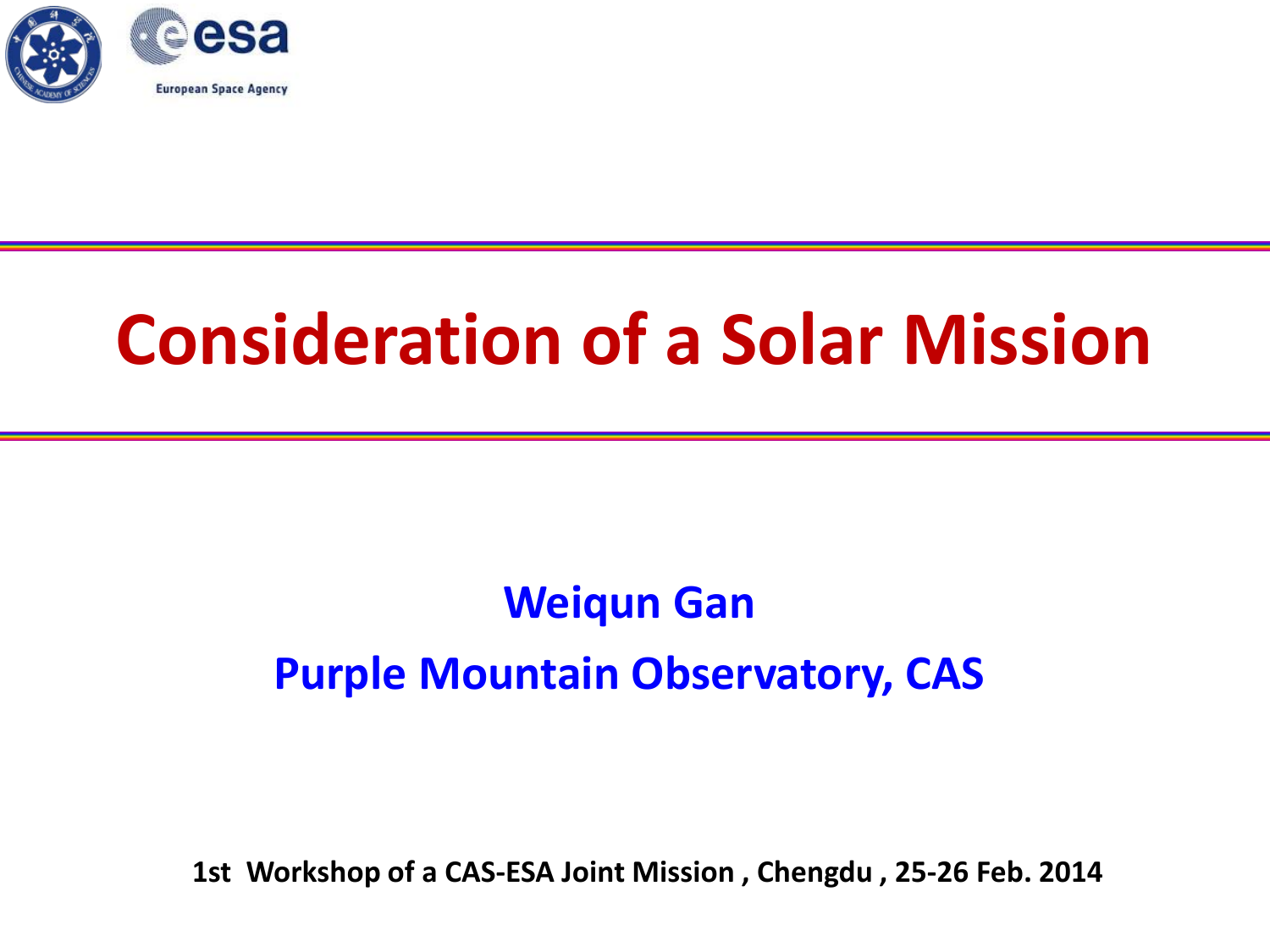European Space Agency

# Consideration of a Solar Mission

**Weiqun Gan**

**Purple Mountain Observatory, CAS**

**1st Workshop of a CAS-ESA Joint Mission , Chengdu , 25-26 Feb. 2014**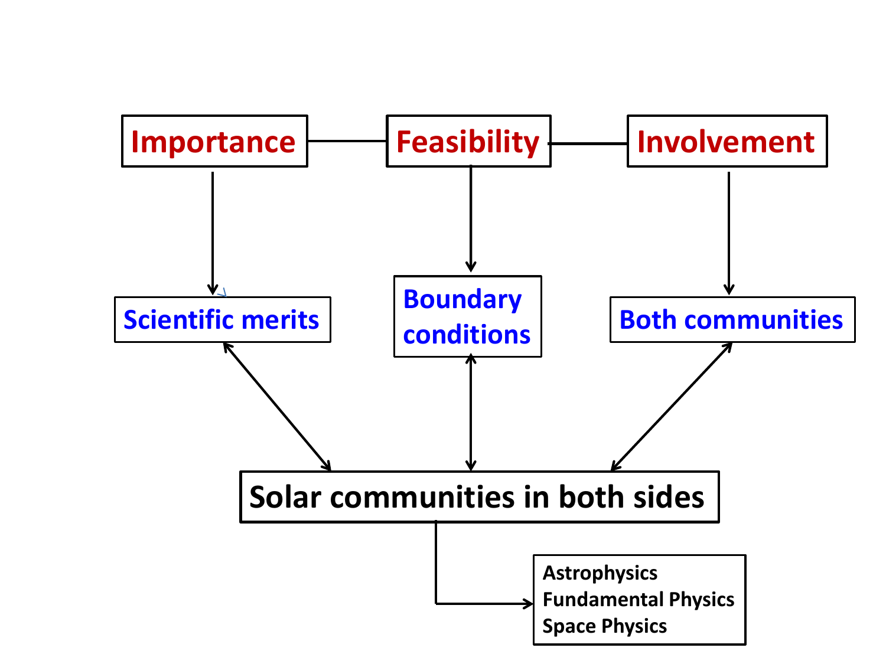Importance — Feasibility — Involvement

- Importance → Scientific merits
- Feasibility → Boundary conditions
- Involvement → Both communities

Scientific merits ↔ Solar communities in both sides

Boundary conditions ↔ Solar communities in both sides

Both communities ↔ Solar communities in both sides

**Solar communities in both sides**

→ Astrophysics
Fundamental Physics
Space Physics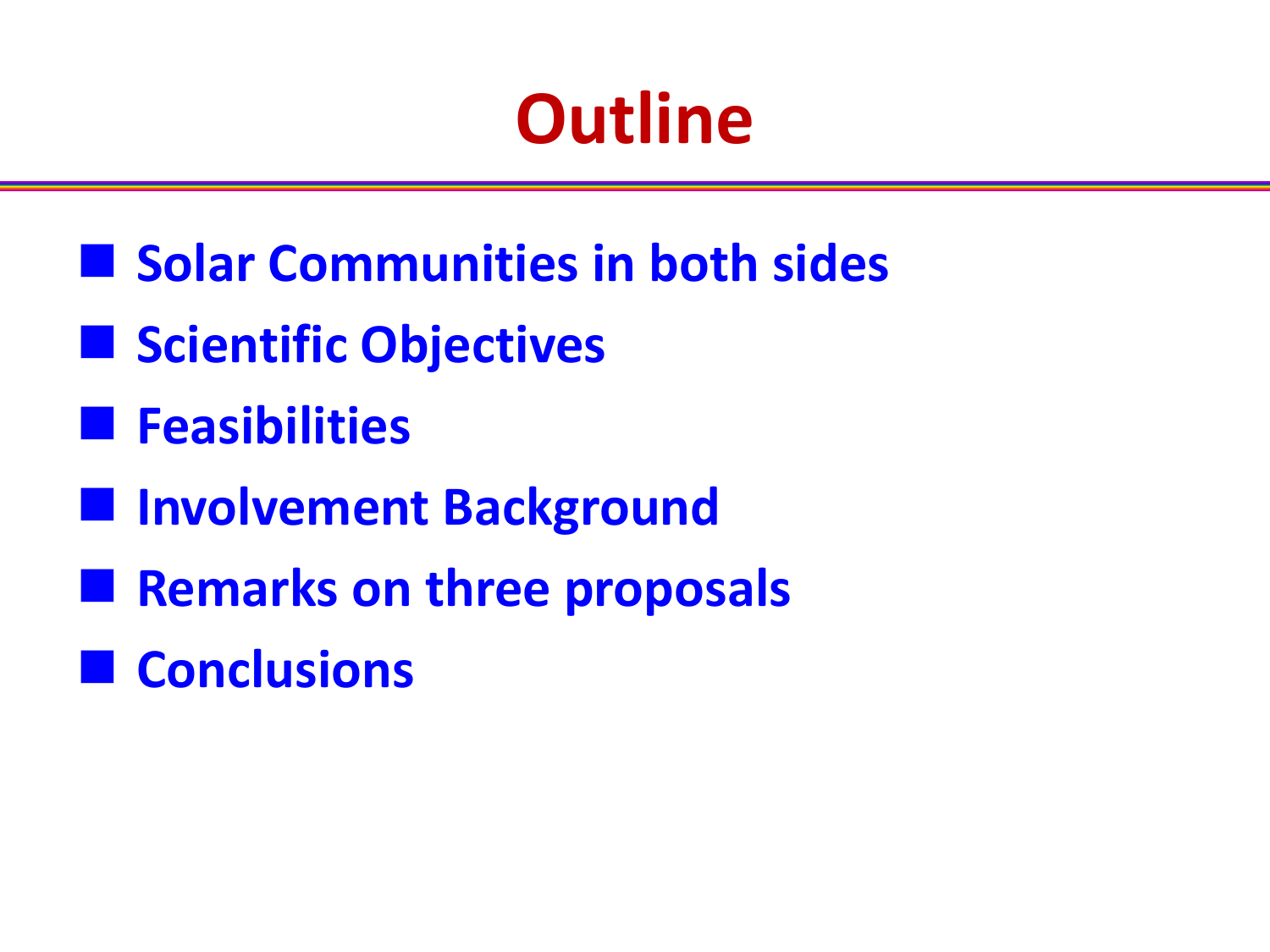# Outline

- Solar Communities in both sides
- Scientific Objectives
- Feasibilities
- Involvement Background
- Remarks on three proposals
- Conclusions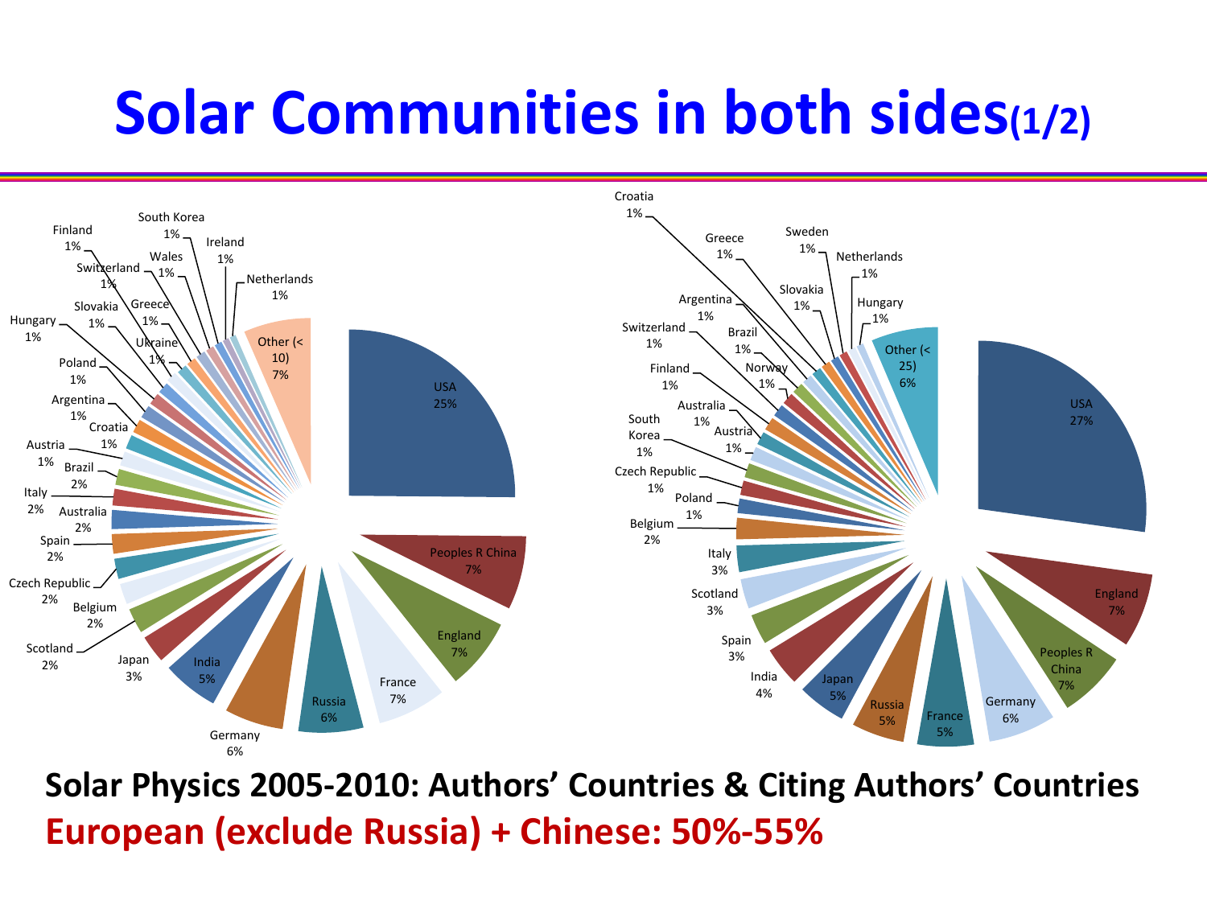# Solar Communities in both sides(1/2)

| Authors' Countries | % |
|---|---|
| USA | 25% |
| Peoples R China | 7% |
| England | 7% |
| France | 7% |
| Russia | 6% |
| Germany | 6% |
| India | 5% |
| Japan | 3% |
| Scotland | 2% |
| Belgium | 2% |
| Czech Republic | 2% |
| Spain | 2% |
| Australia | 2% |
| Italy | 2% |
| Brazil | 2% |
| Austria | 1% |
| Croatia | 1% |
| Argentina | 1% |
| Poland | 1% |
| Hungary | 1% |
| Slovakia | 1% |
| Ukraine | 1% |
| Greece | 1% |
| Switzerland | 1% |
| Finland | 1% |
| Wales | 1% |
| South Korea | 1% |
| Ireland | 1% |
| Netherlands | 1% |
| Other (< 10) | 7% |

| Citing Authors' Countries | % |
|---|---|
| USA | 27% |
| England | 7% |
| Peoples R China | 7% |
| Germany | 6% |
| France | 5% |
| Russia | 5% |
| Japan | 5% |
| India | 4% |
| Spain | 3% |
| Scotland | 3% |
| Italy | 3% |
| Belgium | 2% |
| Poland | 1% |
| Czech Republic | 1% |
| South Korea | 1% |
| Austria | 1% |
| Australia | 1% |
| Finland | 1% |
| Norway | 1% |
| Switzerland | 1% |
| Brazil | 1% |
| Argentina | 1% |
| Croatia | 1% |
| Greece | 1% |
| Slovakia | 1% |
| Sweden | 1% |
| Netherlands | 1% |
| Hungary | 1% |
| Other (< 25) | 6% |

**Solar Physics 2005-2010: Authors' Countries & Citing Authors' Countries**

**European (exclude Russia) + Chinese: 50%-55%**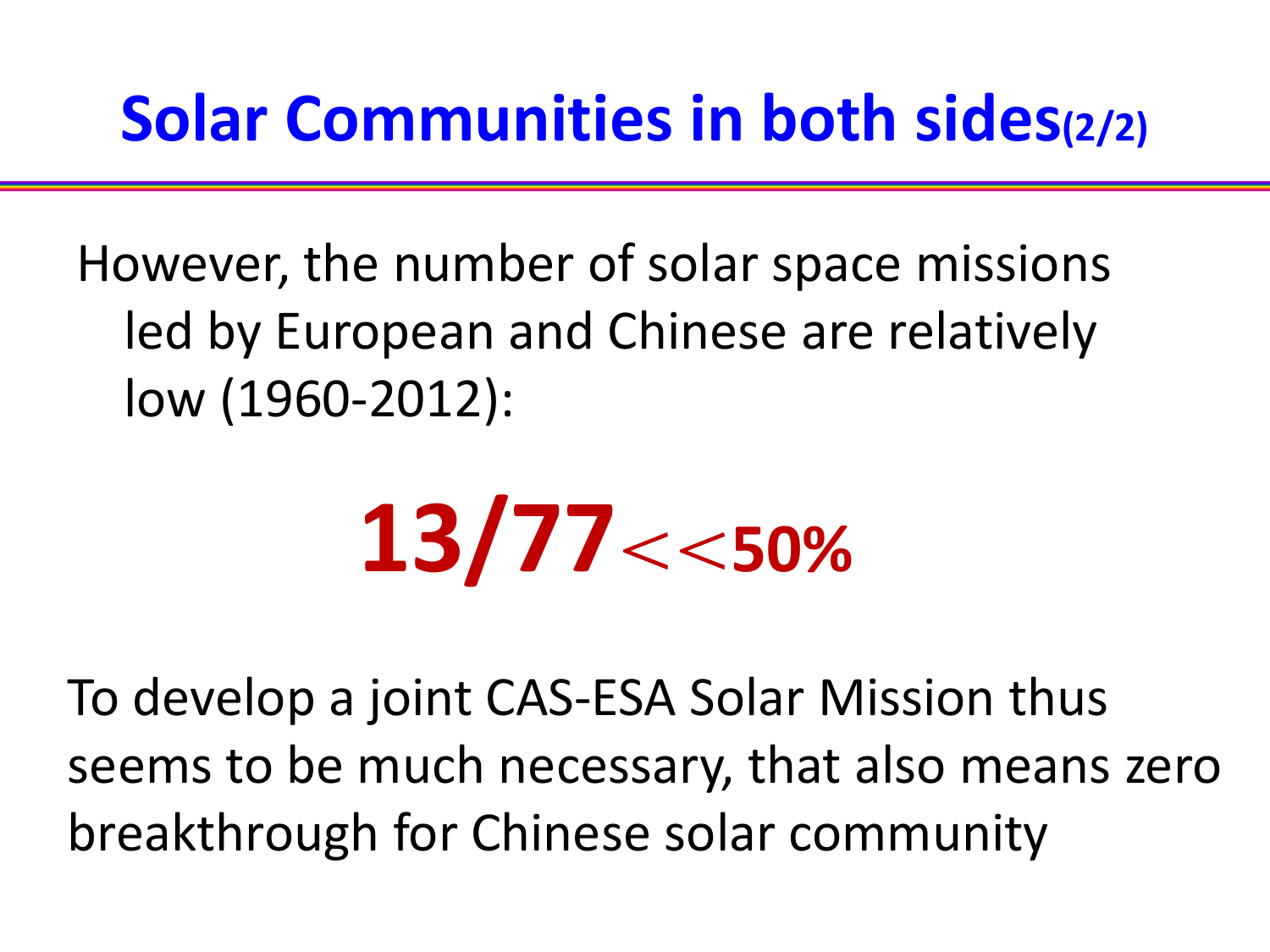# Solar Communities in both sides(2/2)

However, the number of solar space missions led by European and Chinese are relatively low (1960-2012):

**13/77** $\ll$ **50%**

To develop a joint CAS-ESA Solar Mission thus seems to be much necessary, that also means zero breakthrough for Chinese solar community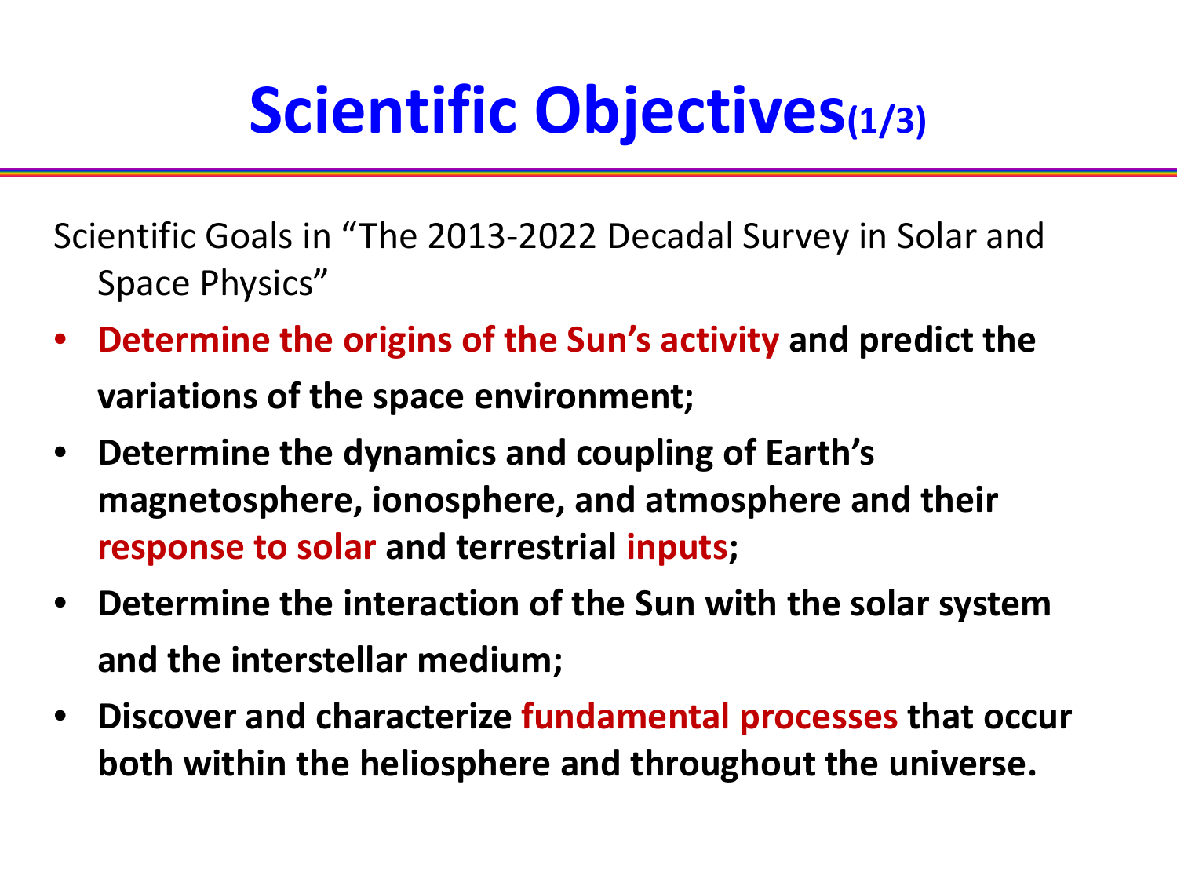# Scientific Objectives(1/3)

Scientific Goals in "The 2013-2022 Decadal Survey in Solar and Space Physics"

- **Determine the origins of the Sun's activity and predict the variations of the space environment;**
- **Determine the dynamics and coupling of Earth's magnetosphere, ionosphere, and atmosphere and their response to solar and terrestrial inputs;**
- **Determine the interaction of the Sun with the solar system and the interstellar medium;**
- **Discover and characterize fundamental processes that occur both within the heliosphere and throughout the universe.**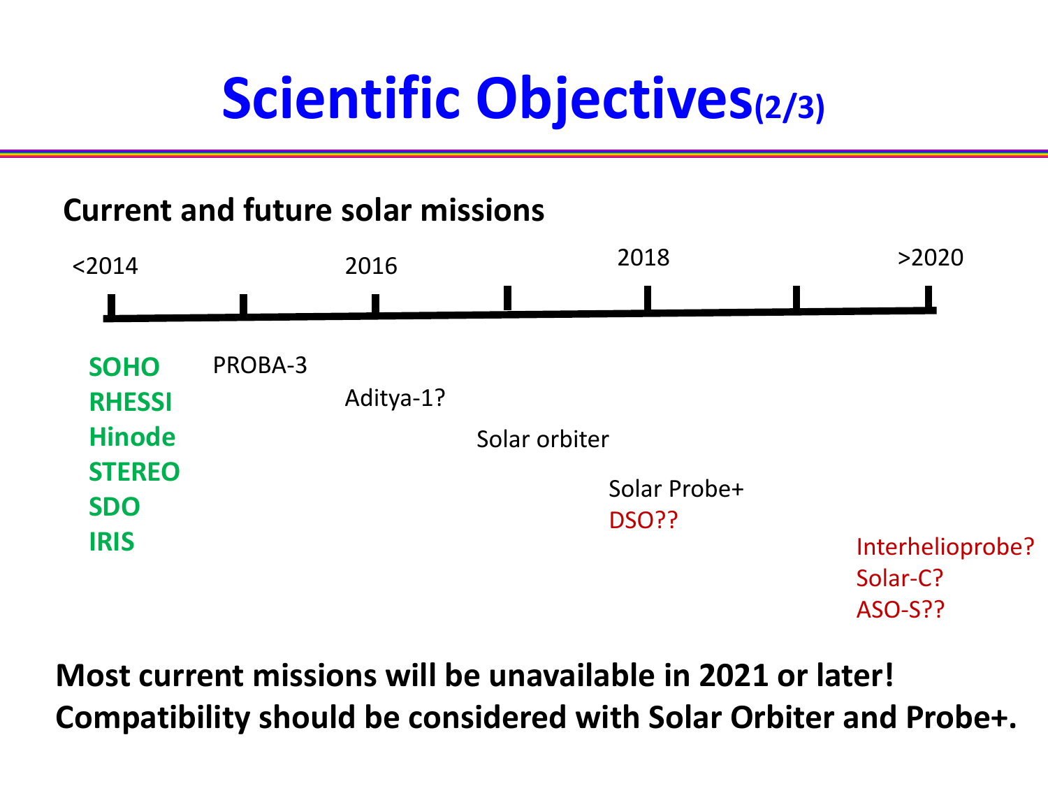# Scientific Objectives(2/3)

**Current and future solar missions**

| <2014 | | 2016 | | 2018 | | >2020 |
|---|---|---|---|---|---|---|
| **SOHO** | PROBA-3 | | | | | |
| **RHESSI** | | Aditya-1? | | | | |
| **Hinode** | | | Solar orbiter | | | |
| **STEREO** | | | | Solar Probe+ | | |
| **SDO** | | | | DSO?? | | |
| **IRIS** | | | | | | Interhelioprobe? |
| | | | | | | Solar-C? |
| | | | | | | ASO-S?? |

**Most current missions will be unavailable in 2021 or later!**
**Compatibility should be considered with Solar Orbiter and Probe+.**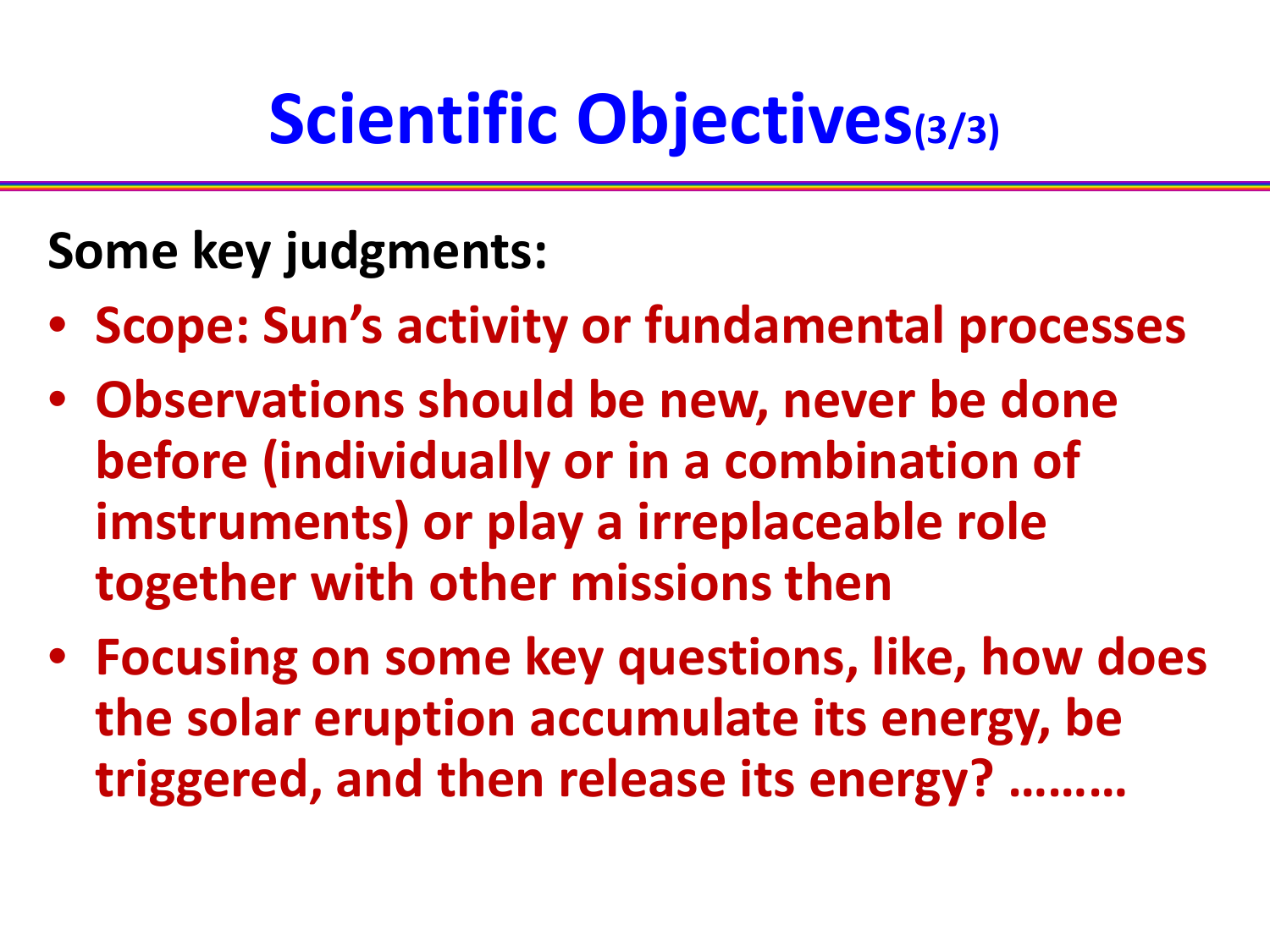# Scientific Objectives(3/3)

**Some key judgments:**

- **Scope: Sun's activity or fundamental processes**
- **Observations should be new, never be done before (individually or in a combination of imstruments) or play a irreplaceable role together with other missions then**
- **Focusing on some key questions, like, how does the solar eruption accumulate its energy, be triggered, and then release its energy? ………**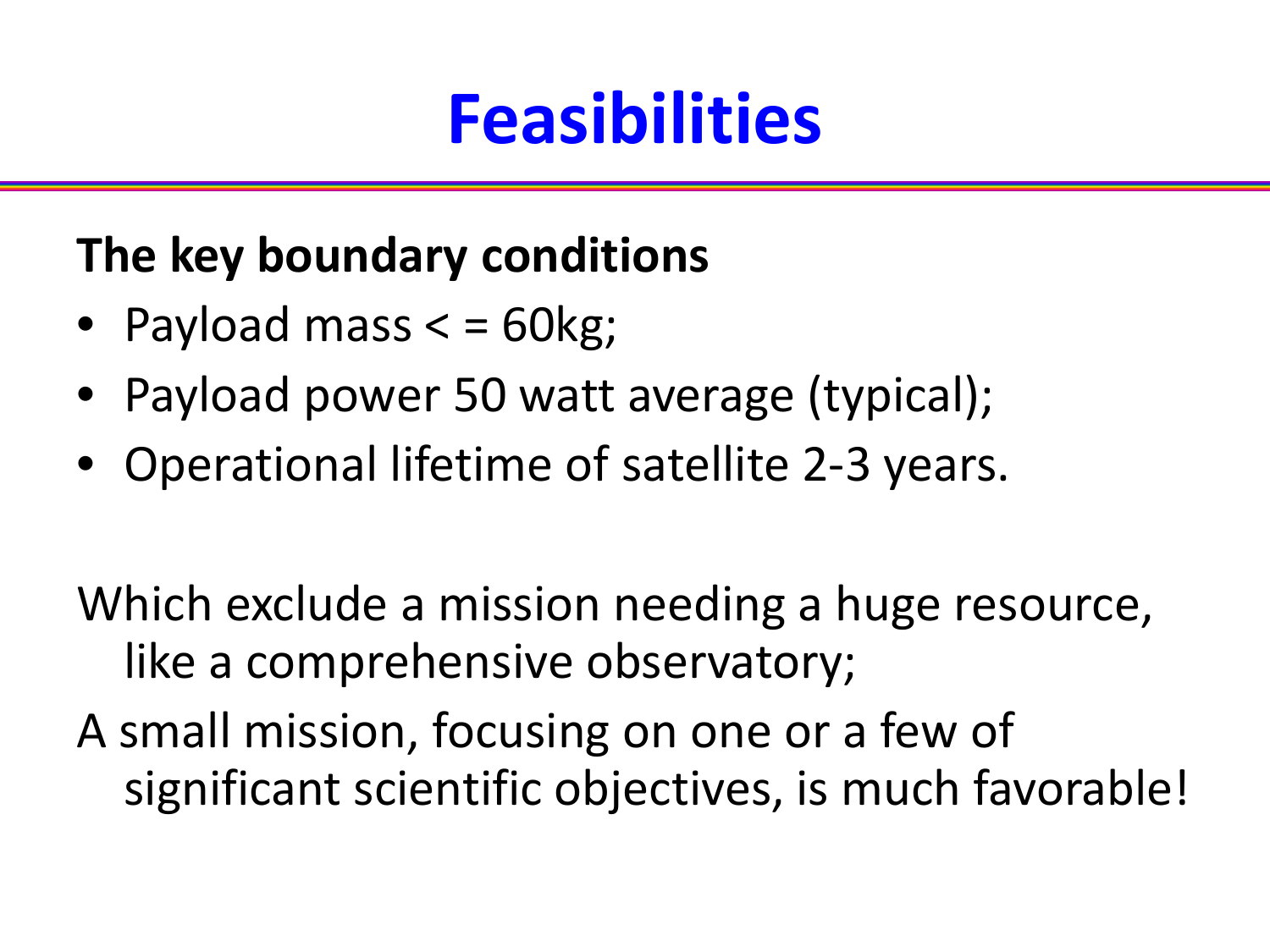# Feasibilities

**The key boundary conditions**

- Payload mass < = 60kg;
- Payload power 50 watt average (typical);
- Operational lifetime of satellite 2-3 years.

Which exclude a mission needing a huge resource, like a comprehensive observatory;

A small mission, focusing on one or a few of significant scientific objectives, is much favorable!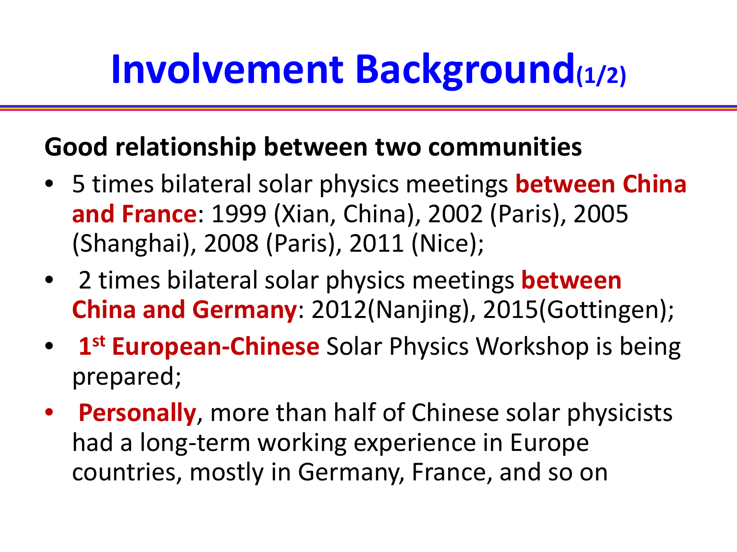# Involvement Background(1/2)

**Good relationship between two communities**

- 5 times bilateral solar physics meetings **between China and France**: 1999 (Xian, China), 2002 (Paris), 2005 (Shanghai), 2008 (Paris), 2011 (Nice);
- 2 times bilateral solar physics meetings **between China and Germany**: 2012(Nanjing), 2015(Gottingen);
- **1st European-Chinese** Solar Physics Workshop is being prepared;
- **Personally**, more than half of Chinese solar physicists had a long-term working experience in Europe countries, mostly in Germany, France, and so on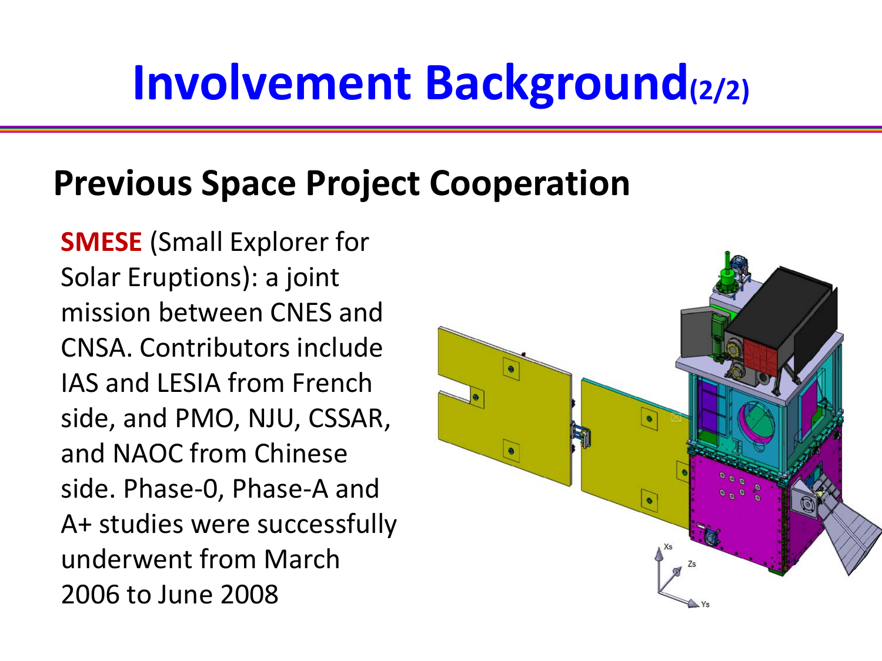# Involvement Background(2/2)

## Previous Space Project Cooperation

**SMESE** (Small Explorer for Solar Eruptions): a joint mission between CNES and CNSA. Contributors include IAS and LESIA from French side, and PMO, NJU, CSSAR, and NAOC from Chinese side. Phase-0, Phase-A and A+ studies were successfully underwent from March 2006 to June 2008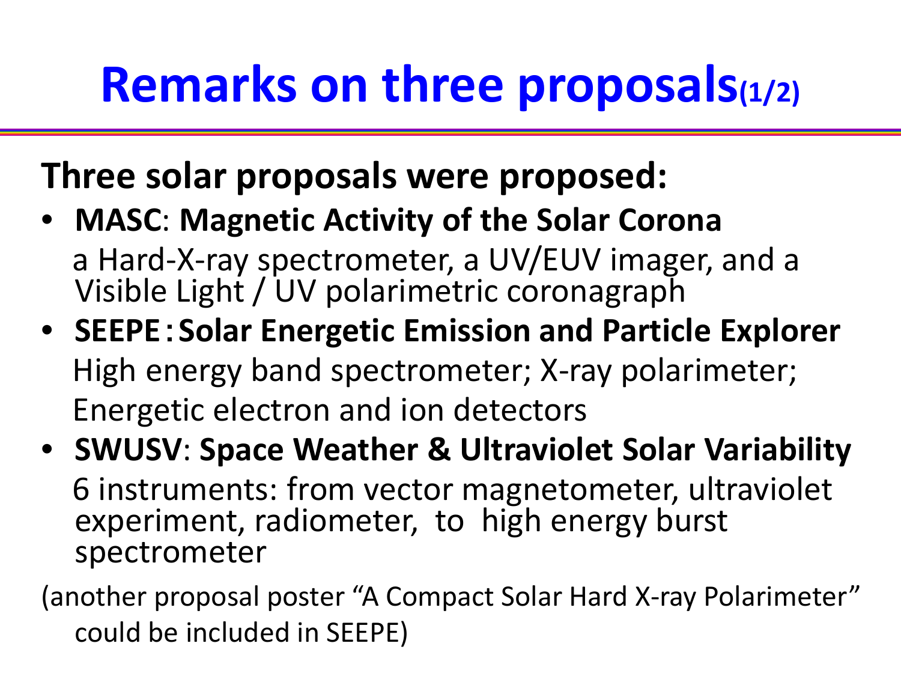# Remarks on three proposals(1/2)

**Three solar proposals were proposed:**

- **MASC**: **Magnetic Activity of the Solar Corona**
  a Hard-X-ray spectrometer, a UV/EUV imager, and a Visible Light / UV polarimetric coronagraph
- **SEEPE：Solar Energetic Emission and Particle Explorer**
  High energy band spectrometer; X-ray polarimeter; Energetic electron and ion detectors
- **SWUSV**: **Space Weather & Ultraviolet Solar Variability**
  6 instruments: from vector magnetometer, ultraviolet experiment, radiometer, to high energy burst spectrometer

(another proposal poster “A Compact Solar Hard X-ray Polarimeter” could be included in SEEPE)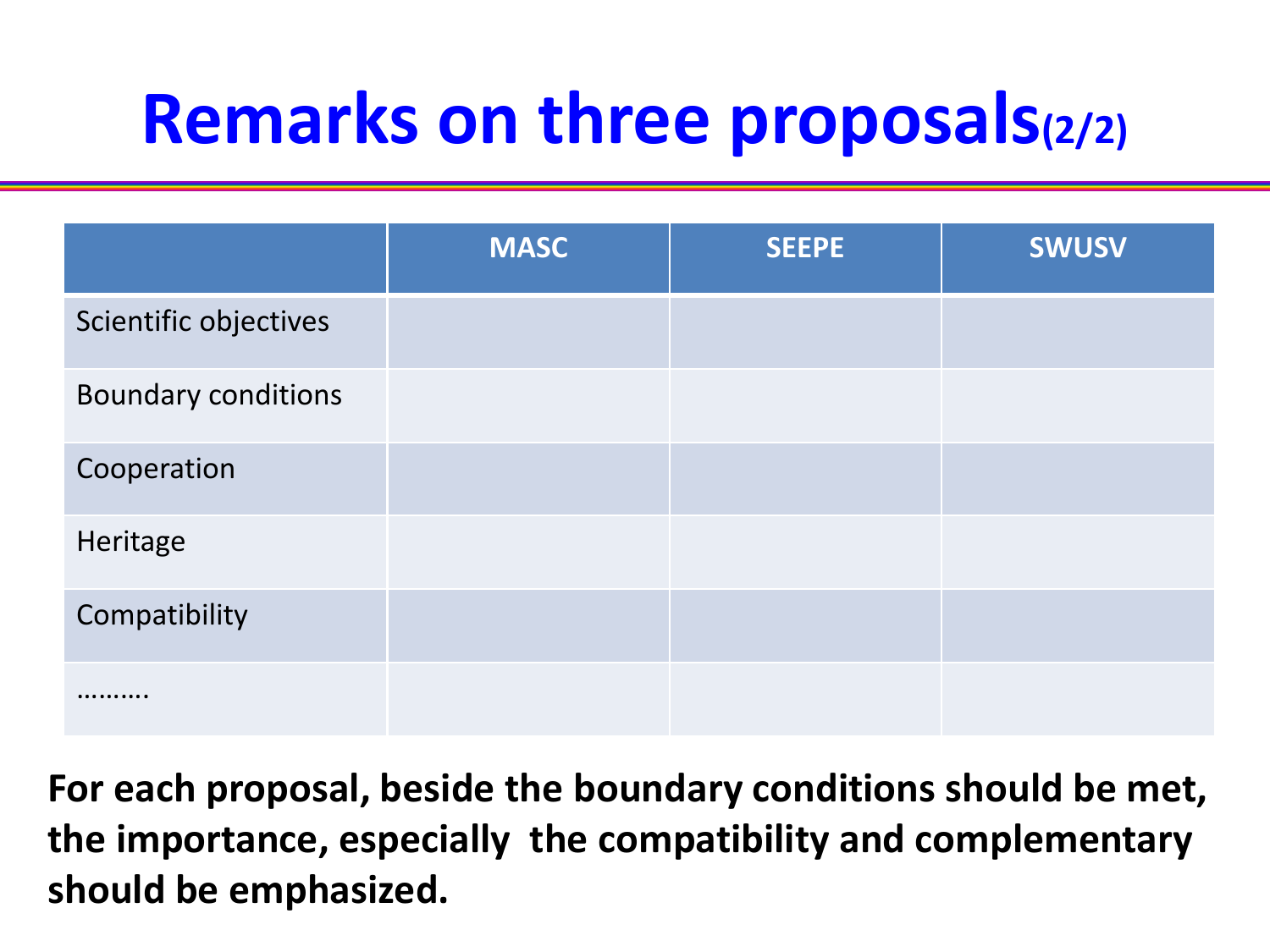# Remarks on three proposals(2/2)

| | MASC | SEEPE | SWUSV |
|---|---|---|---|
| Scientific objectives | | | |
| Boundary conditions | | | |
| Cooperation | | | |
| Heritage | | | |
| Compatibility | | | |
| ………. | | | |

**For each proposal, beside the boundary conditions should be met, the importance, especially the compatibility and complementary should be emphasized.**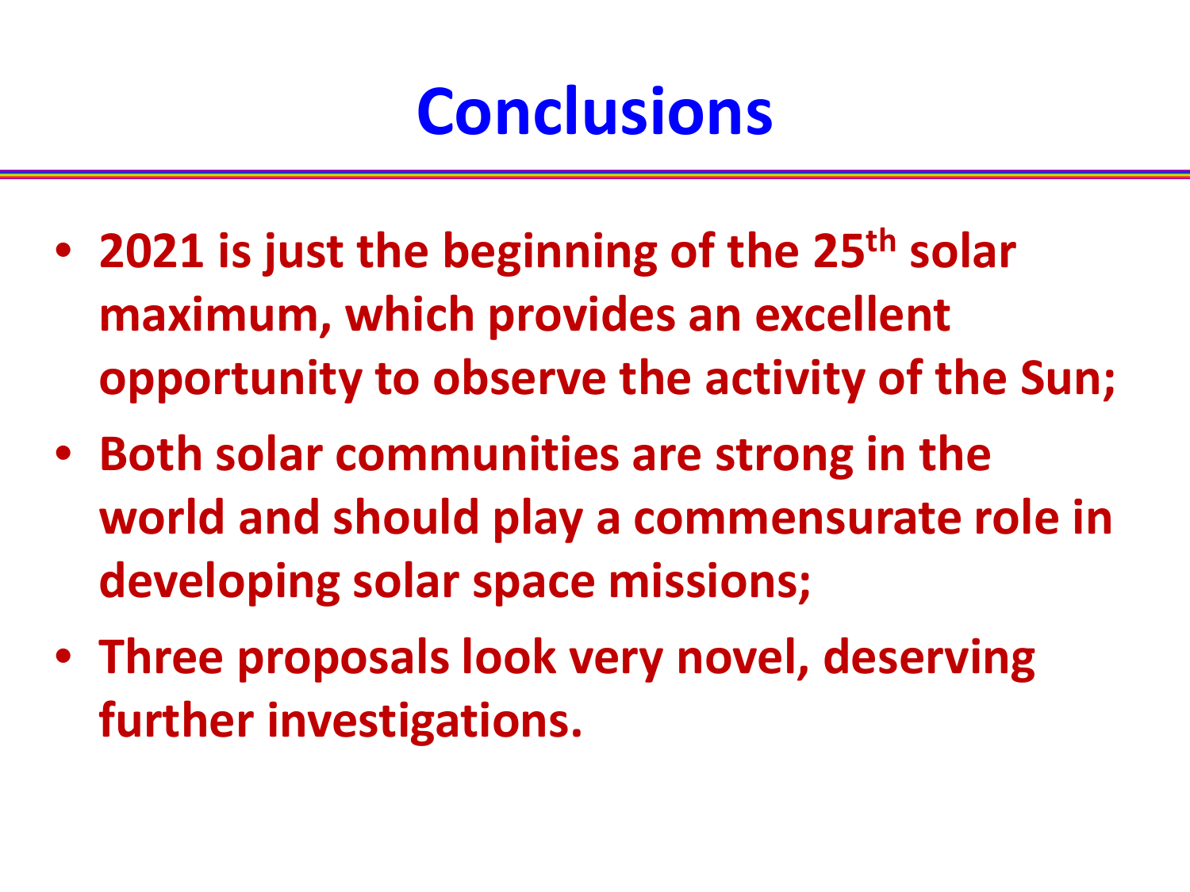# Conclusions

- **2021 is just the beginning of the 25$^{th}$ solar maximum, which provides an excellent opportunity to observe the activity of the Sun;**
- **Both solar communities are strong in the world and should play a commensurate role in developing solar space missions;**
- **Three proposals look very novel, deserving further investigations.**